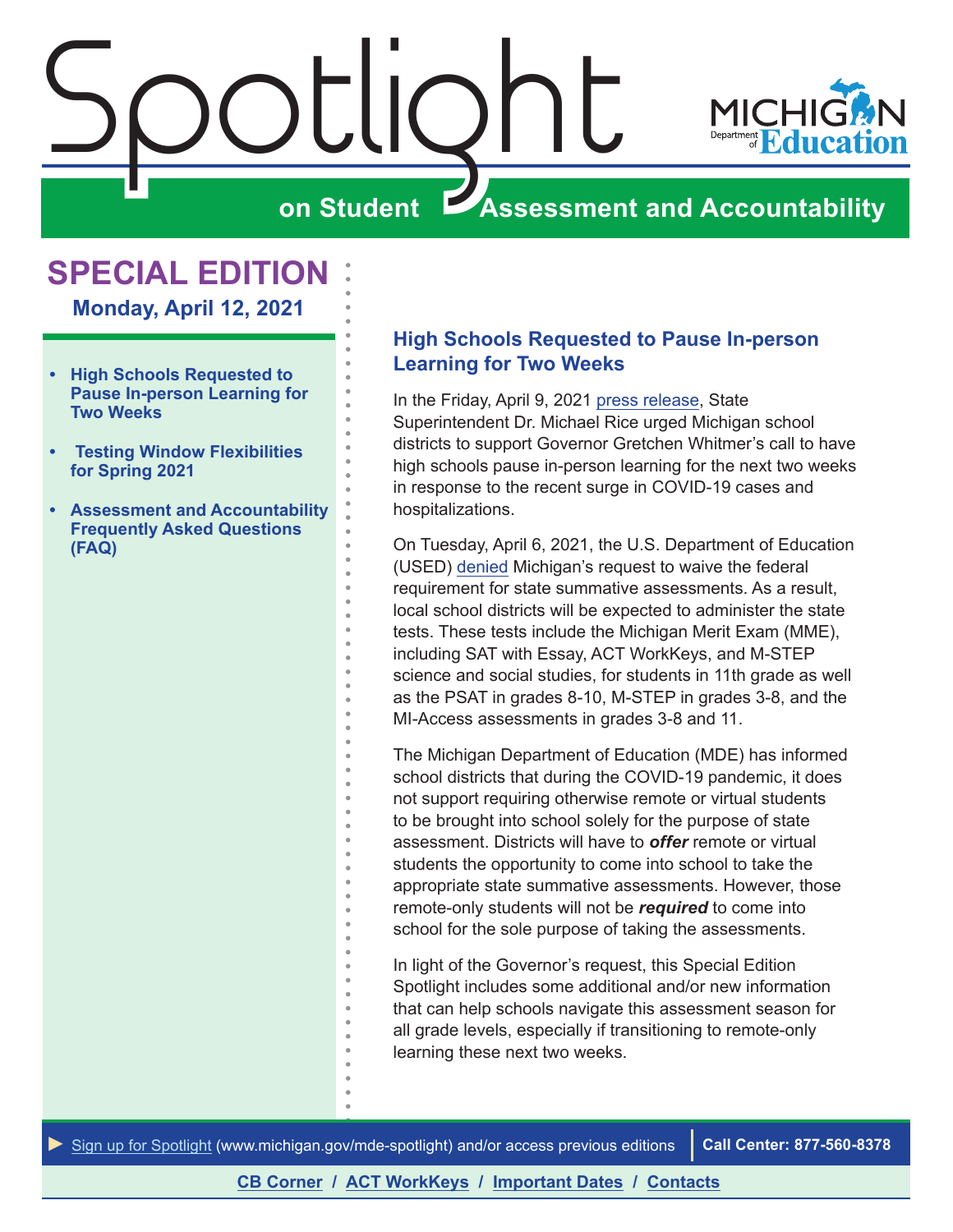# Spotlight on Student Assessment and Accountability

MICHIGAN Department of Education

## SPECIAL EDITION

**Monday, April 12, 2021**

- **High Schools Requested to Pause In-person Learning for Two Weeks**
- **Testing Window Flexibilities for Spring 2021**
- **Assessment and Accountability Frequently Asked Questions (FAQ)**

## High Schools Requested to Pause In-person Learning for Two Weeks

In the Friday, April 9, 2021 press release, State Superintendent Dr. Michael Rice urged Michigan school districts to support Governor Gretchen Whitmer's call to have high schools pause in-person learning for the next two weeks in response to the recent surge in COVID-19 cases and hospitalizations.

On Tuesday, April 6, 2021, the U.S. Department of Education (USED) denied Michigan's request to waive the federal requirement for state summative assessments. As a result, local school districts will be expected to administer the state tests. These tests include the Michigan Merit Exam (MME), including SAT with Essay, ACT WorkKeys, and M-STEP science and social studies, for students in 11th grade as well as the PSAT in grades 8-10, M-STEP in grades 3-8, and the MI-Access assessments in grades 3-8 and 11.

The Michigan Department of Education (MDE) has informed school districts that during the COVID-19 pandemic, it does not support requiring otherwise remote or virtual students to be brought into school solely for the purpose of state assessment. Districts will have to ***offer*** remote or virtual students the opportunity to come into school to take the appropriate state summative assessments. However, those remote-only students will not be ***required*** to come into school for the sole purpose of taking the assessments.

In light of the Governor's request, this Special Edition Spotlight includes some additional and/or new information that can help schools navigate this assessment season for all grade levels, especially if transitioning to remote-only learning these next two weeks.

► Sign up for Spotlight (www.michigan.gov/mde-spotlight) and/or access previous editions | **Call Center: 877-560-8378**

**CB Corner / ACT WorkKeys / Important Dates / Contacts**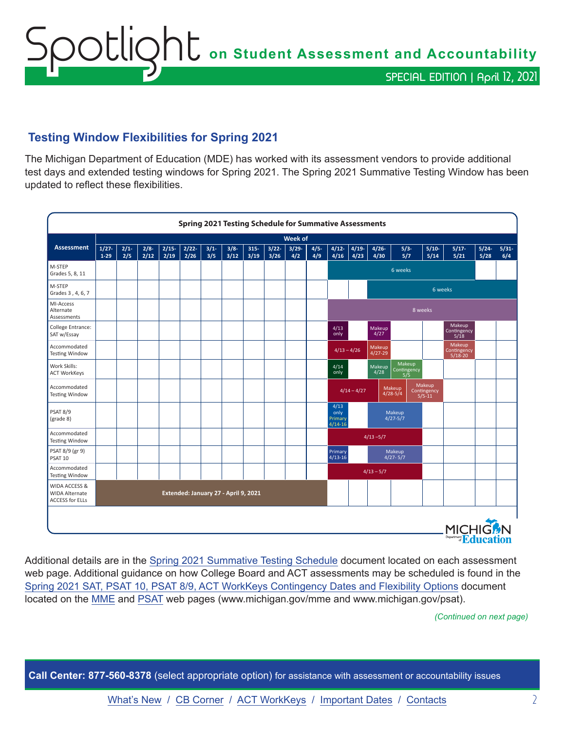## Testing Window Flexibilities for Spring 2021

The Michigan Department of Education (MDE) has worked with its assessment vendors to provide additional test days and extended testing windows for Spring 2021. The Spring 2021 Summative Testing Window has been updated to reflect these flexibilities.

**Spring 2021 Testing Schedule for Summative Assessments**

| Assessment | 1/27-1-29 | 2/1-2/5 | 2/8-2/12 | 2/15-2/19 | 2/22-2/26 | 3/1-3/5 | 3/8-3/12 | 315-3/19 | 3/22-3/26 | 3/29-4/2 | 4/5-4/9 | 4/12-4/16 | 4/19-4/23 | 4/26-4/30 | 5/3-5/7 | 5/10-5/14 | 5/17-5/21 | 5/24-5/28 | 5/31-6/4 |
|---|---|---|---|---|---|---|---|---|---|---|---|---|---|---|---|---|---|---|---|
| M-STEP Grades 5, 8, 11 | | | | | | | | | | | | 6 weeks | | | | | | | |
| M-STEP Grades 3 , 4, 6, 7 | | | | | | | | | | | | | | 6 weeks | | | | | |
| MI-Access Alternate Assessments | | | | | | | | | | | | 8 weeks | | | | | | | |
| College Entrance: SAT w/Essay | | | | | | | | | | | | 4/13 only | | Makeup 4/27 | | | Makeup Contingency 5/18 | | |
| Accommodated Testing Window | | | | | | | | | | | | 4/13 – 4/26 | | Makeup 4/27-29 | | | Makeup Contingency 5/18-20 | | |
| Work Skills: ACT WorkKeys | | | | | | | | | | | | 4/14 only | | Makeup 4/28 | Makeup Contingency 5/5 | | | | |
| Accommodated Testing Window | | | | | | | | | | | | 4/14 – 4/27 | | Makeup 4/28-5/4 | | Makeup Contingency 5/5-11 | | | |
| PSAT 8/9 (grade 8) | | | | | | | | | | | | 4/13 only Primary 4/14-16 | | Makeup 4/27-5/7 | | | | | |
| Accommodated Testing Window | | | | | | | | | | | | 4/13 –5/7 | | | | | | | |
| PSAT 8/9 (gr 9) PSAT 10 | | | | | | | | | | | | Primary 4/13-16 | | Makeup 4/27- 5/7 | | | | | |
| Accommodated Testing Window | | | | | | | | | | | | 4/13 – 5/7 | | | | | | | |
| WIDA ACCESS & WIDA Alternate ACCESS for ELLs | Extended: January 27 - April 9, 2021 | | | | | | | | | | | | | | | | | | |

Additional details are in the Spring 2021 Summative Testing Schedule document located on each assessment web page. Additional guidance on how College Board and ACT assessments may be scheduled is found in the Spring 2021 SAT, PSAT 10, PSAT 8/9, ACT WorkKeys Contingency Dates and Flexibility Options document located on the MME and PSAT web pages (www.michigan.gov/mme and www.michigan.gov/psat).

*(Continued on next page)*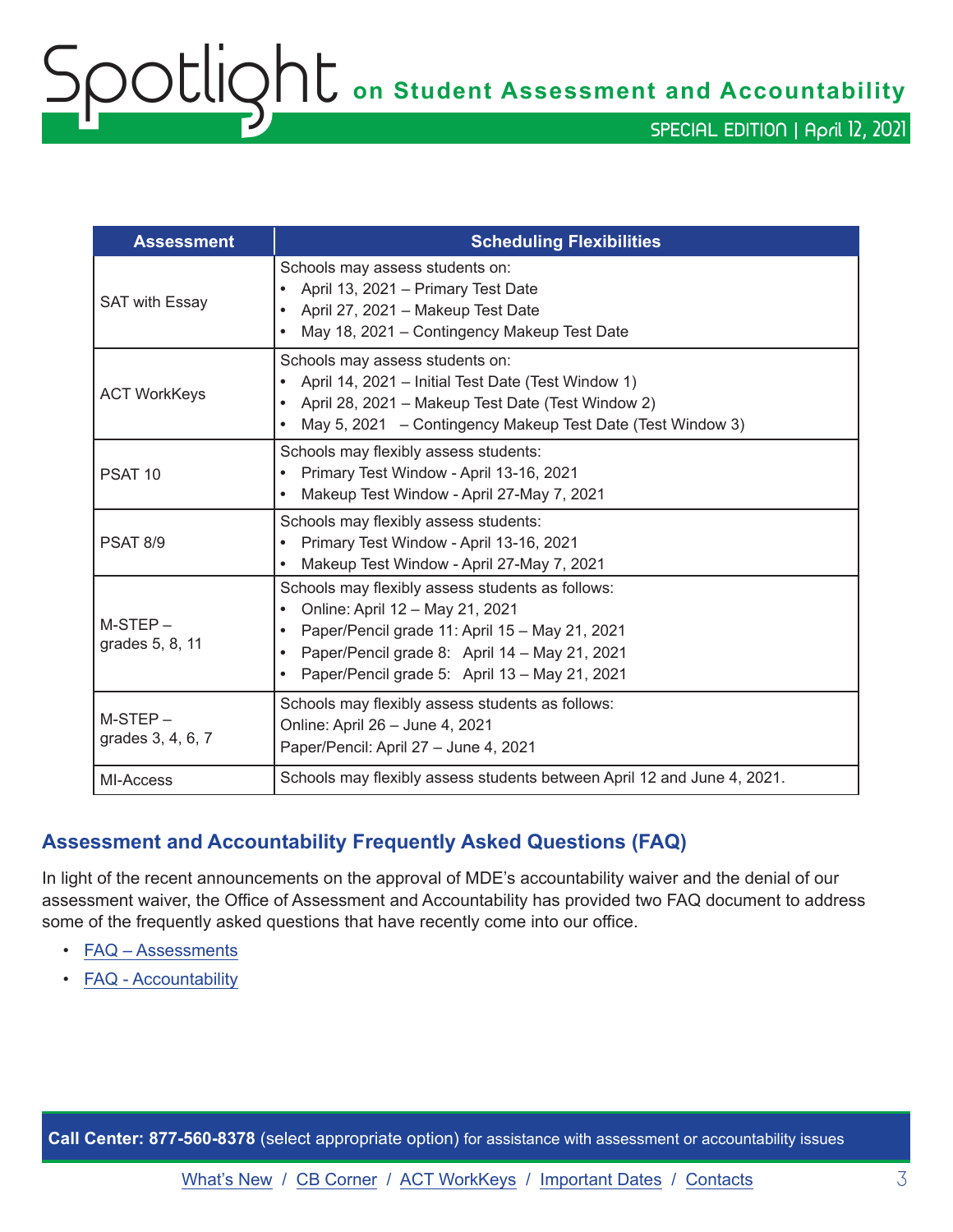| Assessment | Scheduling Flexibilities |
|---|---|
| SAT with Essay | Schools may assess students on:<br>• April 13, 2021 – Primary Test Date<br>• April 27, 2021 – Makeup Test Date<br>• May 18, 2021 – Contingency Makeup Test Date |
| ACT WorkKeys | Schools may assess students on:<br>• April 14, 2021 – Initial Test Date (Test Window 1)<br>• April 28, 2021 – Makeup Test Date (Test Window 2)<br>• May 5, 2021 – Contingency Makeup Test Date (Test Window 3) |
| PSAT 10 | Schools may flexibly assess students:<br>• Primary Test Window - April 13-16, 2021<br>• Makeup Test Window - April 27-May 7, 2021 |
| PSAT 8/9 | Schools may flexibly assess students:<br>• Primary Test Window - April 13-16, 2021<br>• Makeup Test Window - April 27-May 7, 2021 |
| M-STEP – grades 5, 8, 11 | Schools may flexibly assess students as follows:<br>• Online: April 12 – May 21, 2021<br>• Paper/Pencil grade 11: April 15 – May 21, 2021<br>• Paper/Pencil grade 8: April 14 – May 21, 2021<br>• Paper/Pencil grade 5: April 13 – May 21, 2021 |
| M-STEP – grades 3, 4, 6, 7 | Schools may flexibly assess students as follows:<br>Online: April 26 – June 4, 2021<br>Paper/Pencil: April 27 – June 4, 2021 |
| MI-Access | Schools may flexibly assess students between April 12 and June 4, 2021. |

## Assessment and Accountability Frequently Asked Questions (FAQ)

In light of the recent announcements on the approval of MDE's accountability waiver and the denial of our assessment waiver, the Office of Assessment and Accountability has provided two FAQ document to address some of the frequently asked questions that have recently come into our office.

- FAQ – Assessments
- FAQ - Accountability

**Call Center: 877-560-8378** (select appropriate option) for assistance with assessment or accountability issues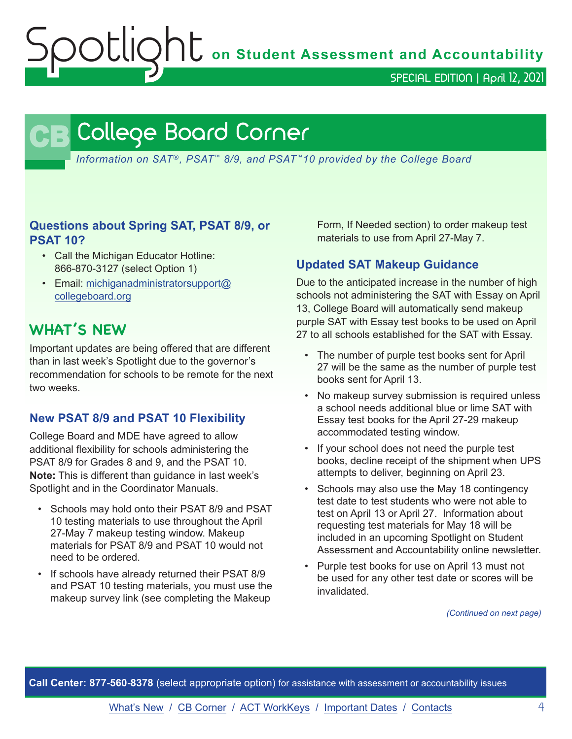# College Board Corner

*Information on SAT®, PSAT™ 8/9, and PSAT™ 10 provided by the College Board*

### Questions about Spring SAT, PSAT 8/9, or PSAT 10?

- Call the Michigan Educator Hotline: 866-870-3127 (select Option 1)
- Email: michiganadministratorsupport@collegeboard.org

## WHAT'S NEW

Important updates are being offered that are different than in last week's Spotlight due to the governor's recommendation for schools to be remote for the next two weeks.

### New PSAT 8/9 and PSAT 10 Flexibility

College Board and MDE have agreed to allow additional flexibility for schools administering the PSAT 8/9 for Grades 8 and 9, and the PSAT 10. **Note:** This is different than guidance in last week's Spotlight and in the Coordinator Manuals.

- Schools may hold onto their PSAT 8/9 and PSAT 10 testing materials to use throughout the April 27-May 7 makeup testing window. Makeup materials for PSAT 8/9 and PSAT 10 would not need to be ordered.
- If schools have already returned their PSAT 8/9 and PSAT 10 testing materials, you must use the makeup survey link (see completing the Makeup Form, If Needed section) to order makeup test materials to use from April 27-May 7.

### Updated SAT Makeup Guidance

Due to the anticipated increase in the number of high schools not administering the SAT with Essay on April 13, College Board will automatically send makeup purple SAT with Essay test books to be used on April 27 to all schools established for the SAT with Essay.

- The number of purple test books sent for April 27 will be the same as the number of purple test books sent for April 13.
- No makeup survey submission is required unless a school needs additional blue or lime SAT with Essay test books for the April 27-29 makeup accommodated testing window.
- If your school does not need the purple test books, decline receipt of the shipment when UPS attempts to deliver, beginning on April 23.
- Schools may also use the May 18 contingency test date to test students who were not able to test on April 13 or April 27. Information about requesting test materials for May 18 will be included in an upcoming Spotlight on Student Assessment and Accountability online newsletter.
- Purple test books for use on April 13 must not be used for any other test date or scores will be invalidated.

*(Continued on next page)*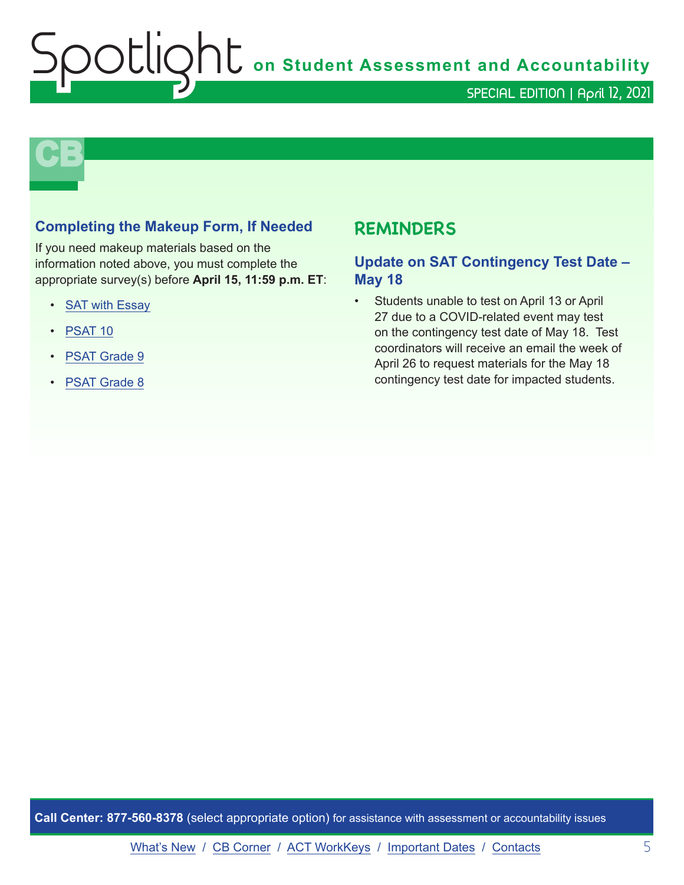CB

### Completing the Makeup Form, If Needed

If you need makeup materials based on the information noted above, you must complete the appropriate survey(s) before **April 15, 11:59 p.m. ET**:

- SAT with Essay
- PSAT 10
- PSAT Grade 9
- PSAT Grade 8

## REMINDERS

### Update on SAT Contingency Test Date – May 18

- Students unable to test on April 13 or April 27 due to a COVID-related event may test on the contingency test date of May 18. Test coordinators will receive an email the week of April 26 to request materials for the May 18 contingency test date for impacted students.

**Call Center: 877-560-8378** (select appropriate option) for assistance with assessment or accountability issues

What's New / CB Corner / ACT WorkKeys / Important Dates / Contacts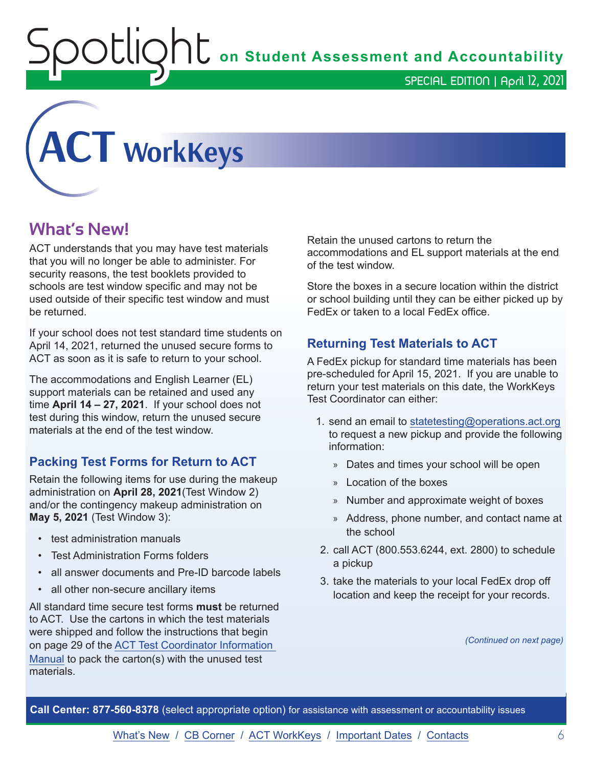# ACT WorkKeys

## What's New!

ACT understands that you may have test materials that you will no longer be able to administer. For security reasons, the test booklets provided to schools are test window specific and may not be used outside of their specific test window and must be returned.

If your school does not test standard time students on April 14, 2021, returned the unused secure forms to ACT as soon as it is safe to return to your school.

The accommodations and English Learner (EL) support materials can be retained and used any time **April 14 – 27, 2021**. If your school does not test during this window, return the unused secure materials at the end of the test window.

### Packing Test Forms for Return to ACT

Retain the following items for use during the makeup administration on **April 28, 2021**(Test Window 2) and/or the contingency makeup administration on **May 5, 2021** (Test Window 3):

- test administration manuals
- Test Administration Forms folders
- all answer documents and Pre-ID barcode labels
- all other non-secure ancillary items

All standard time secure test forms **must** be returned to ACT. Use the cartons in which the test materials were shipped and follow the instructions that begin on page 29 of the ACT Test Coordinator Information Manual to pack the carton(s) with the unused test materials.

Retain the unused cartons to return the accommodations and EL support materials at the end of the test window.

Store the boxes in a secure location within the district or school building until they can be either picked up by FedEx or taken to a local FedEx office.

### Returning Test Materials to ACT

A FedEx pickup for standard time materials has been pre-scheduled for April 15, 2021. If you are unable to return your test materials on this date, the WorkKeys Test Coordinator can either:

1. send an email to statetesting@operations.act.org to request a new pickup and provide the following information:
   - Dates and times your school will be open
   - Location of the boxes
   - Number and approximate weight of boxes
   - Address, phone number, and contact name at the school
2. call ACT (800.553.6244, ext. 2800) to schedule a pickup
3. take the materials to your local FedEx drop off location and keep the receipt for your records.

*(Continued on next page)*

**Call Center: 877-560-8378** (select appropriate option) for assistance with assessment or accountability issues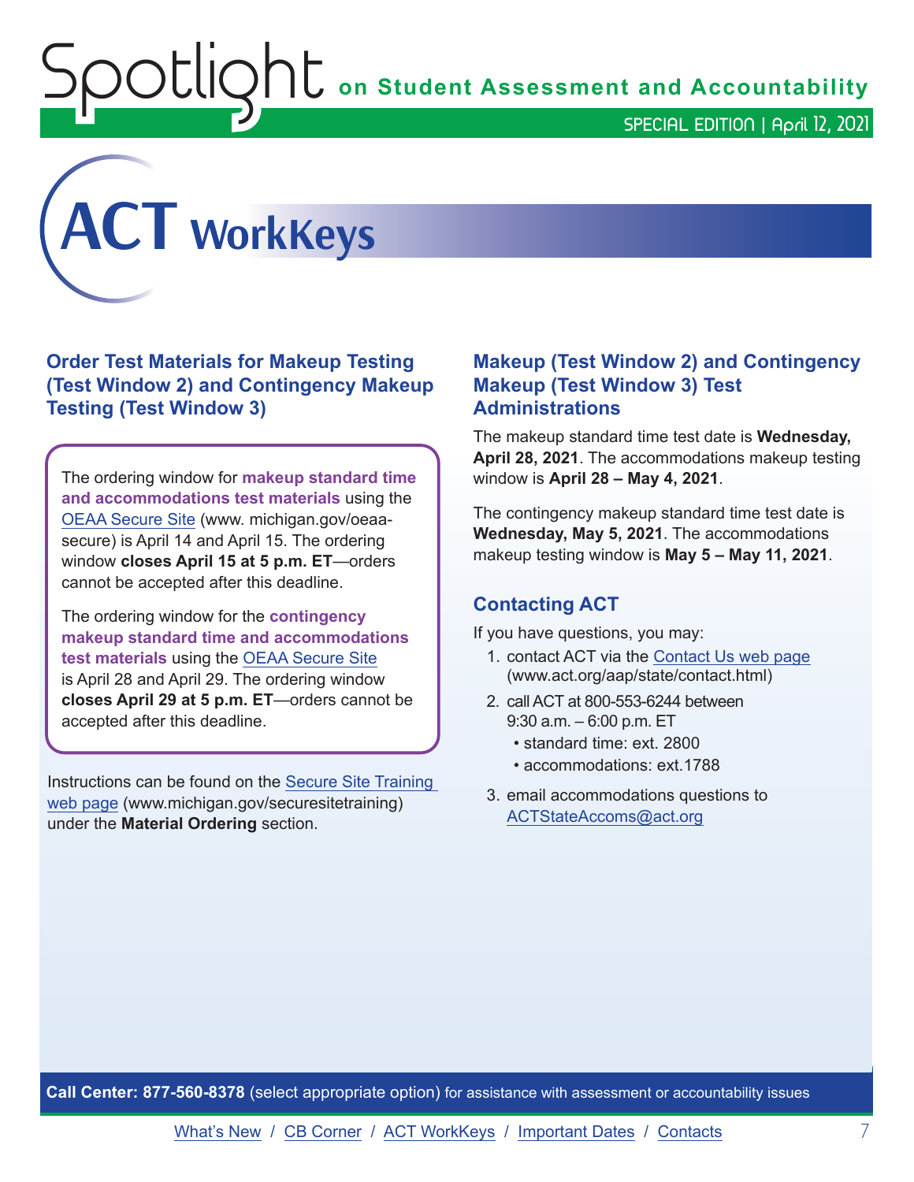# ACT WorkKeys

## Order Test Materials for Makeup Testing (Test Window 2) and Contingency Makeup Testing (Test Window 3)

The ordering window for **makeup standard time and accommodations test materials** using the OEAA Secure Site (www. michigan.gov/oeaa-secure) is April 14 and April 15. The ordering window **closes April 15 at 5 p.m. ET**—orders cannot be accepted after this deadline.

The ordering window for the **contingency makeup standard time and accommodations test materials** using the OEAA Secure Site is April 28 and April 29. The ordering window **closes April 29 at 5 p.m. ET**—orders cannot be accepted after this deadline.

Instructions can be found on the Secure Site Training web page (www.michigan.gov/securesitetraining) under the **Material Ordering** section.

## Makeup (Test Window 2) and Contingency Makeup (Test Window 3) Test Administrations

The makeup standard time test date is **Wednesday, April 28, 2021**. The accommodations makeup testing window is **April 28 – May 4, 2021**.

The contingency makeup standard time test date is **Wednesday, May 5, 2021**. The accommodations makeup testing window is **May 5 – May 11, 2021**.

## Contacting ACT

If you have questions, you may:

1. contact ACT via the Contact Us web page (www.act.org/aap/state/contact.html)
2. call ACT at 800-553-6244 between 9:30 a.m. – 6:00 p.m. ET
   - standard time: ext. 2800
   - accommodations: ext.1788
3. email accommodations questions to ACTStateAccoms@act.org

**Call Center: 877-560-8378** (select appropriate option) for assistance with assessment or accountability issues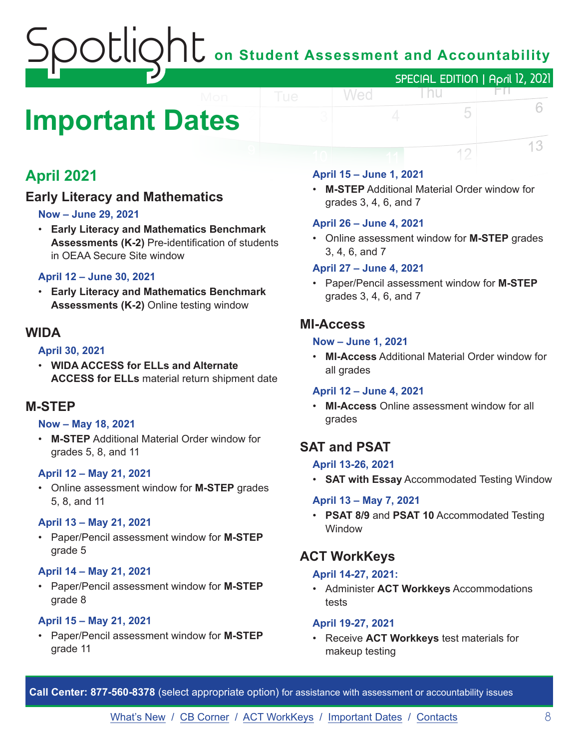# Important Dates

## April 2021

### Early Literacy and Mathematics

**Now – June 29, 2021**

- **Early Literacy and Mathematics Benchmark Assessments (K-2)** Pre-identification of students in OEAA Secure Site window

**April 12 – June 30, 2021**

- **Early Literacy and Mathematics Benchmark Assessments (K-2)** Online testing window

### WIDA

**April 30, 2021**

- **WIDA ACCESS for ELLs and Alternate ACCESS for ELLs** material return shipment date

### M-STEP

**Now – May 18, 2021**

- **M-STEP** Additional Material Order window for grades 5, 8, and 11

**April 12 – May 21, 2021**

- Online assessment window for **M-STEP** grades 5, 8, and 11

**April 13 – May 21, 2021**

- Paper/Pencil assessment window for **M-STEP** grade 5

**April 14 – May 21, 2021**

- Paper/Pencil assessment window for **M-STEP** grade 8

**April 15 – May 21, 2021**

- Paper/Pencil assessment window for **M-STEP** grade 11

**April 15 – June 1, 2021**

- **M-STEP** Additional Material Order window for grades 3, 4, 6, and 7

**April 26 – June 4, 2021**

- Online assessment window for **M-STEP** grades 3, 4, 6, and 7

**April 27 – June 4, 2021**

- Paper/Pencil assessment window for **M-STEP** grades 3, 4, 6, and 7

### MI-Access

**Now – June 1, 2021**

- **MI-Access** Additional Material Order window for all grades

**April 12 – June 4, 2021**

- **MI-Access** Online assessment window for all grades

### SAT and PSAT

**April 13-26, 2021**

- **SAT with Essay** Accommodated Testing Window

**April 13 – May 7, 2021**

- **PSAT 8/9** and **PSAT 10** Accommodated Testing Window

### ACT WorkKeys

**April 14-27, 2021:**

- Administer **ACT Workkeys** Accommodations tests

**April 19-27, 2021**

- Receive **ACT Workkeys** test materials for makeup testing

**Call Center: 877-560-8378** (select appropriate option) for assistance with assessment or accountability issues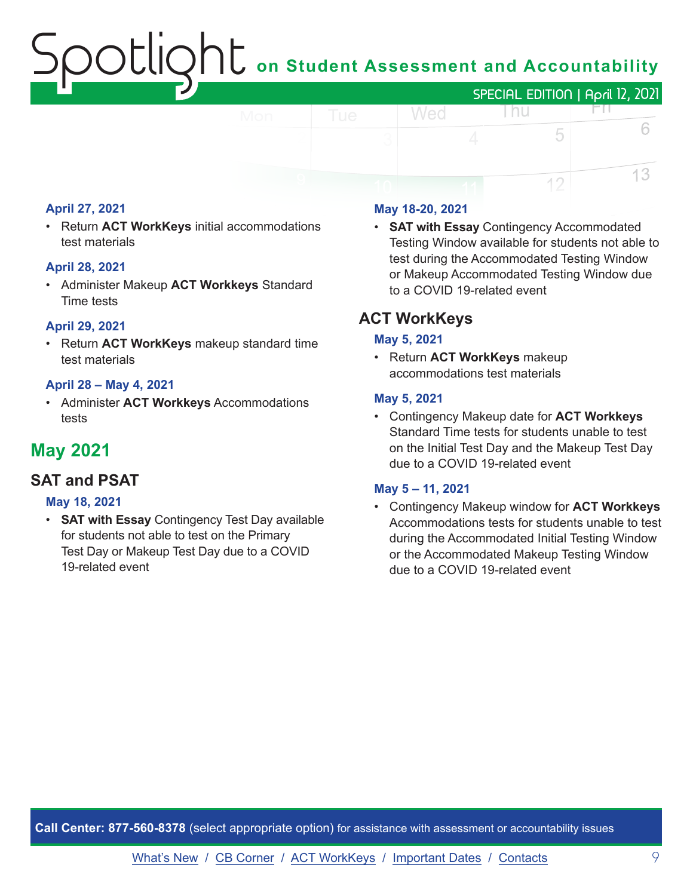**April 27, 2021**

- Return **ACT WorkKeys** initial accommodations test materials

**April 28, 2021**

- Administer Makeup **ACT Workkeys** Standard Time tests

**April 29, 2021**

- Return **ACT WorkKeys** makeup standard time test materials

**April 28 – May 4, 2021**

- Administer **ACT Workkeys** Accommodations tests

## May 2021

### SAT and PSAT

**May 18, 2021**

- **SAT with Essay** Contingency Test Day available for students not able to test on the Primary Test Day or Makeup Test Day due to a COVID 19-related event

**May 18-20, 2021**

- **SAT with Essay** Contingency Accommodated Testing Window available for students not able to test during the Accommodated Testing Window or Makeup Accommodated Testing Window due to a COVID 19-related event

### ACT WorkKeys

**May 5, 2021**

- Return **ACT WorkKeys** makeup accommodations test materials

**May 5, 2021**

- Contingency Makeup date for **ACT Workkeys** Standard Time tests for students unable to test on the Initial Test Day and the Makeup Test Day due to a COVID 19-related event

**May 5 – 11, 2021**

- Contingency Makeup window for **ACT Workkeys** Accommodations tests for students unable to test during the Accommodated Initial Testing Window or the Accommodated Makeup Testing Window due to a COVID 19-related event

**Call Center: 877-560-8378** (select appropriate option) for assistance with assessment or accountability issues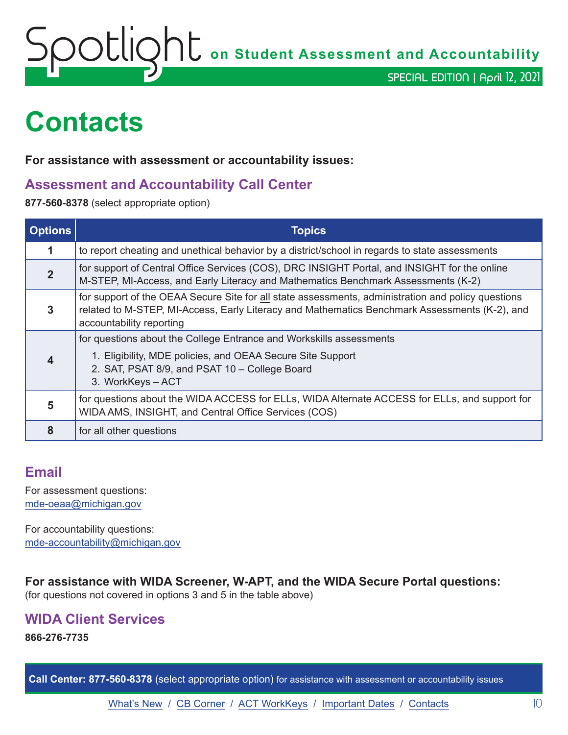# Contacts

**For assistance with assessment or accountability issues:**

## Assessment and Accountability Call Center

**877-560-8378** (select appropriate option)

| Options | Topics |
|---|---|
| **1** | to report cheating and unethical behavior by a district/school in regards to state assessments |
| **2** | for support of Central Office Services (COS), DRC INSIGHT Portal, and INSIGHT for the online M-STEP, MI-Access, and Early Literacy and Mathematics Benchmark Assessments (K-2) |
| **3** | for support of the OEAA Secure Site for all state assessments, administration and policy questions related to M-STEP, MI-Access, Early Literacy and Mathematics Benchmark Assessments (K-2), and accountability reporting |
| **4** | for questions about the College Entrance and Workskills assessments<br>1. Eligibility, MDE policies, and OEAA Secure Site Support<br>2. SAT, PSAT 8/9, and PSAT 10 – College Board<br>3. WorkKeys – ACT |
| **5** | for questions about the WIDA ACCESS for ELLs, WIDA Alternate ACCESS for ELLs, and support for WIDA AMS, INSIGHT, and Central Office Services (COS) |
| **8** | for all other questions |

## Email

For assessment questions:
mde-oeaa@michigan.gov

For accountability questions:
mde-accountability@michigan.gov

**For assistance with WIDA Screener, W-APT, and the WIDA Secure Portal questions:**
(for questions not covered in options 3 and 5 in the table above)

## WIDA Client Services

**866-276-7735**